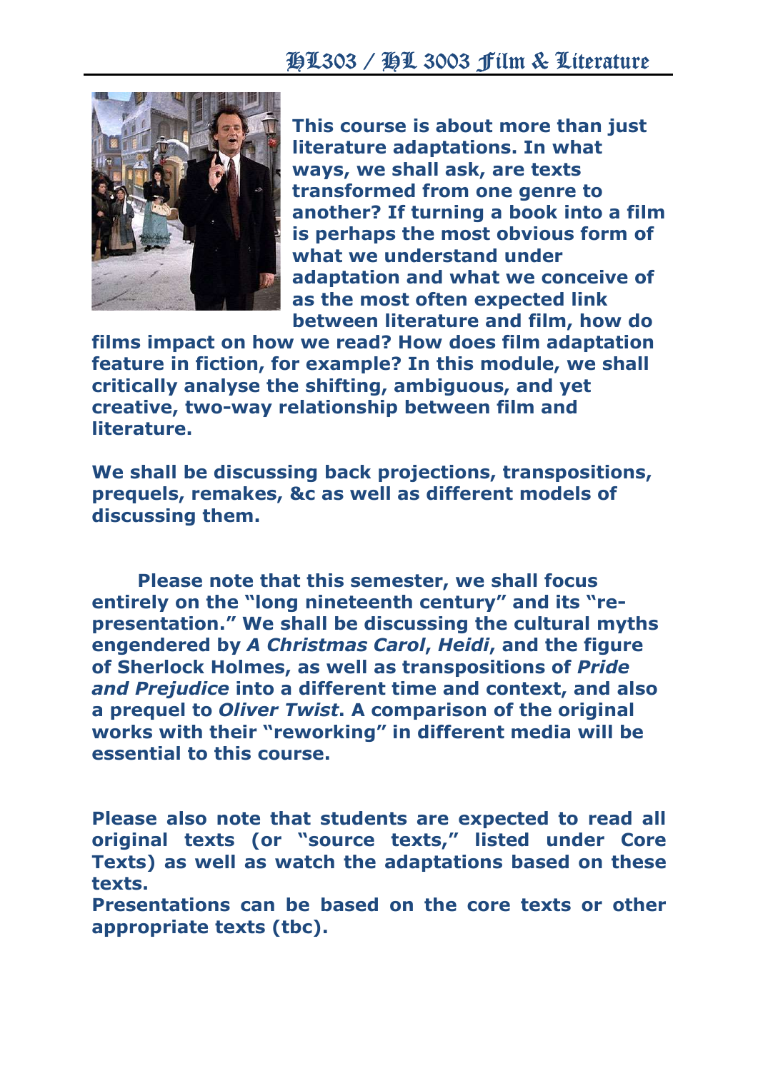# HL303 / HL 3003 Film & Literature

**This course is about more than just literature adaptations. In what ways, we shall ask, are texts transformed from one genre to another? If turning a book into a film is perhaps the most obvious form of what we understand under adaptation and what we conceive of as the most often expected link between literature and film, how do films impact on how we read? How does film adaptation feature in fiction, for example? In this module, we shall critically analyse the shifting, ambiguous, and yet creative, two-way relationship between film and literature.**

**We shall be discussing back projections, transpositions, prequels, remakes, &c as well as different models of discussing them.**

**Please note that this semester, we shall focus entirely on the "long nineteenth century" and its "re-presentation." We shall be discussing the cultural myths engendered by *A Christmas Carol*, *Heidi*, and the figure of Sherlock Holmes, as well as transpositions of *Pride and Prejudice* into a different time and context, and also a prequel to *Oliver Twist*. A comparison of the original works with their "reworking" in different media will be essential to this course.**

**Please also note that students are expected to read all original texts (or "source texts," listed under Core Texts) as well as watch the adaptations based on these texts.**
**Presentations can be based on the core texts or other appropriate texts (tbc).**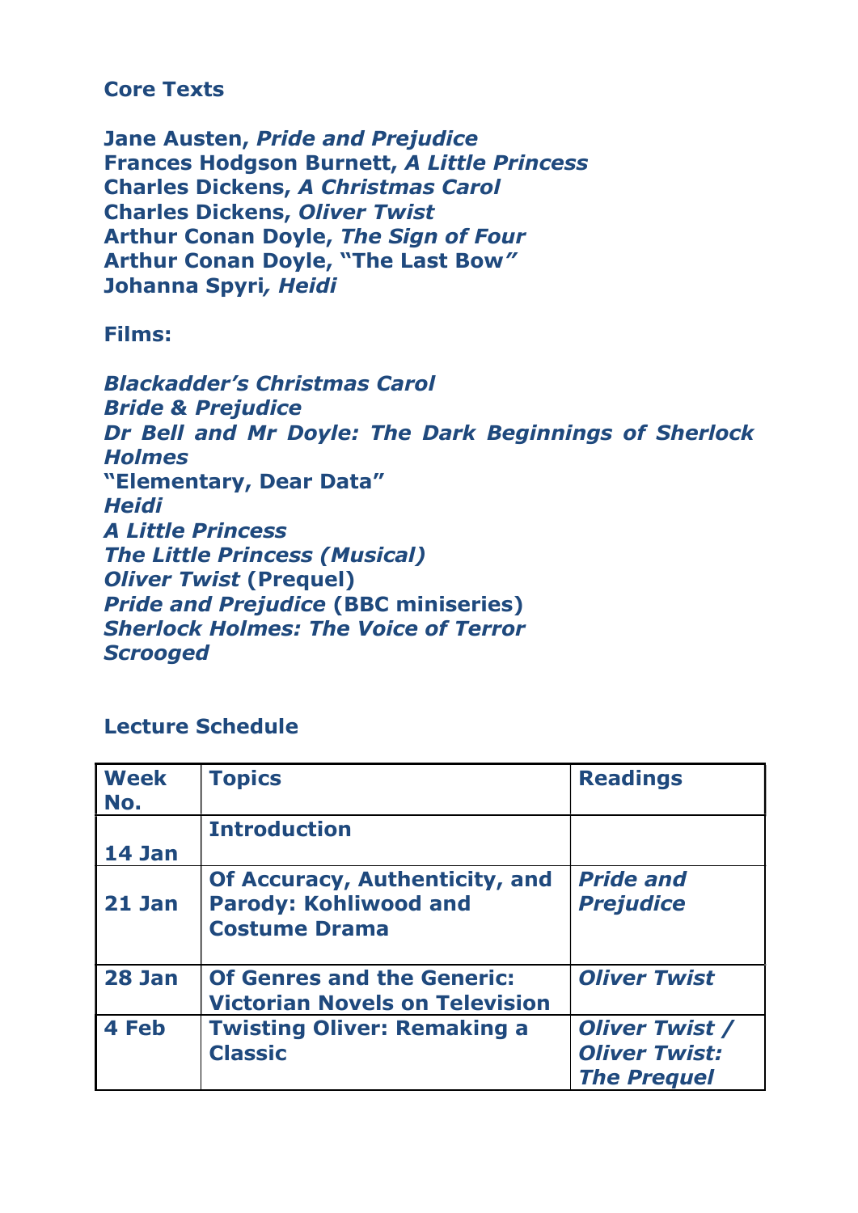## Core Texts

**Jane Austen, *Pride and Prejudice***
**Frances Hodgson Burnett, *A Little Princess***
**Charles Dickens, *A Christmas Carol***
**Charles Dickens, *Oliver Twist***
**Arthur Conan Doyle, *The Sign of Four***
**Arthur Conan Doyle, "The Last Bow"**
**Johanna Spyri, *Heidi***

## Films:

***Blackadder's Christmas Carol***
***Bride & Prejudice***
***Dr Bell and Mr Doyle: The Dark Beginnings of Sherlock Holmes***
**"Elementary, Dear Data"**
***Heidi***
***A Little Princess***
***The Little Princess (Musical)***
***Oliver Twist* (Prequel)**
***Pride and Prejudice* (BBC miniseries)**
***Sherlock Holmes: The Voice of Terror***
***Scrooged***

## Lecture Schedule

| Week No. | Topics | Readings |
|---|---|---|
| 14 Jan | Introduction | |
| 21 Jan | Of Accuracy, Authenticity, and Parody: Kohliwood and Costume Drama | *Pride and Prejudice* |
| 28 Jan | Of Genres and the Generic: Victorian Novels on Television | *Oliver Twist* |
| 4 Feb | Twisting Oliver: Remaking a Classic | *Oliver Twist / Oliver Twist: The Prequel* |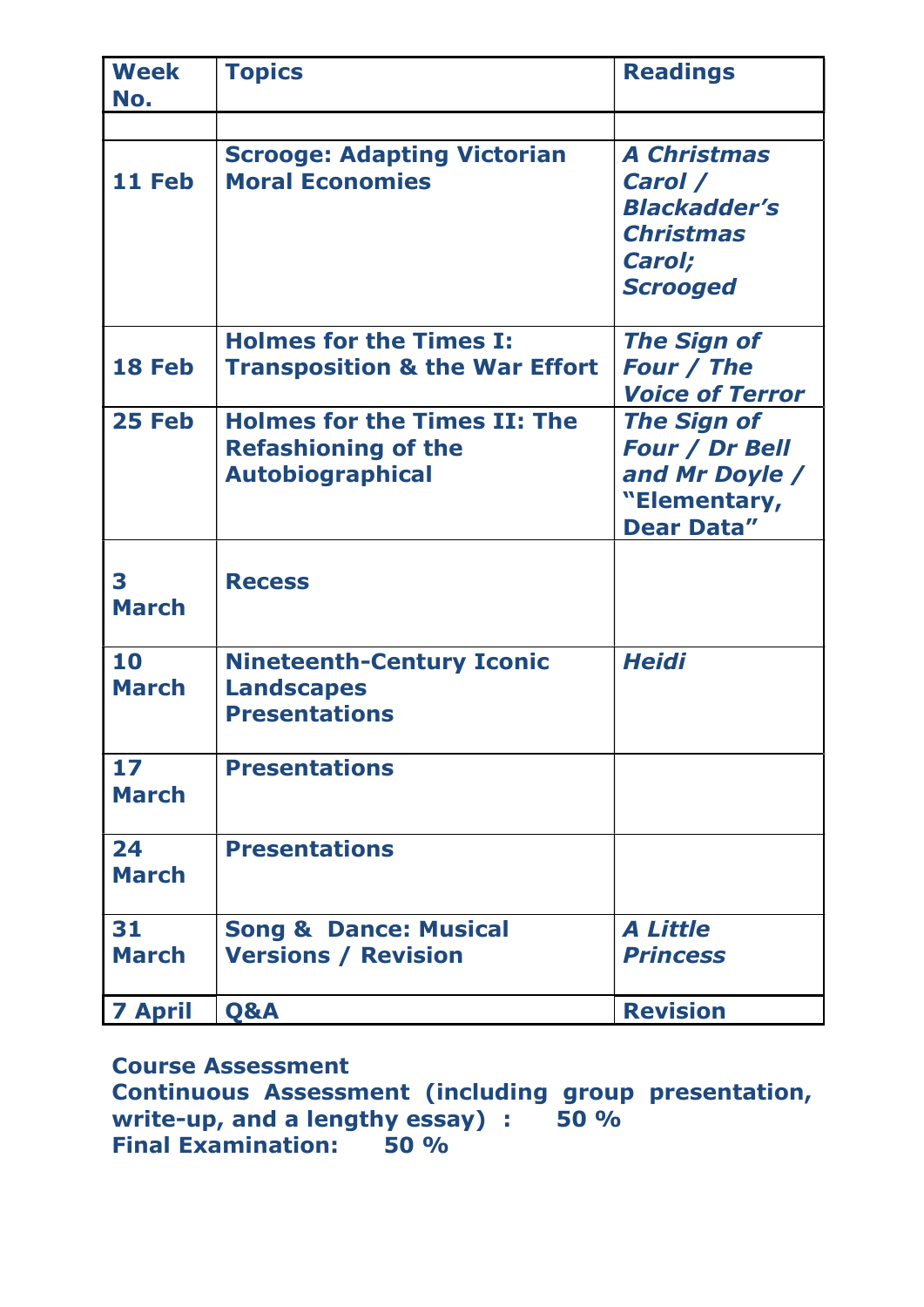| **Week No.** | **Topics** | **Readings** |
|---|---|---|
| | | |
| **11 Feb** | **Scrooge: Adapting Victorian Moral Economies** | ***A Christmas Carol / Blackadder's Christmas Carol; Scrooged*** |
| **18 Feb** | **Holmes for the Times I: Transposition & the War Effort** | ***The Sign of Four / The Voice of Terror*** |
| **25 Feb** | **Holmes for the Times II: The Refashioning of the Autobiographical** | ***The Sign of Four / Dr Bell and Mr Doyle /*** **"Elementary, Dear Data"** |
| **3 March** | **Recess** | |
| **10 March** | **Nineteenth-Century Iconic Landscapes Presentations** | ***Heidi*** |
| **17 March** | **Presentations** | |
| **24 March** | **Presentations** | |
| **31 March** | **Song & Dance: Musical Versions / Revision** | ***A Little Princess*** |
| **7 April** | **Q&A** | **Revision** |

**Course Assessment**
**Continuous Assessment (including group presentation, write-up, and a lengthy essay) : 50 %**
**Final Examination: 50 %**